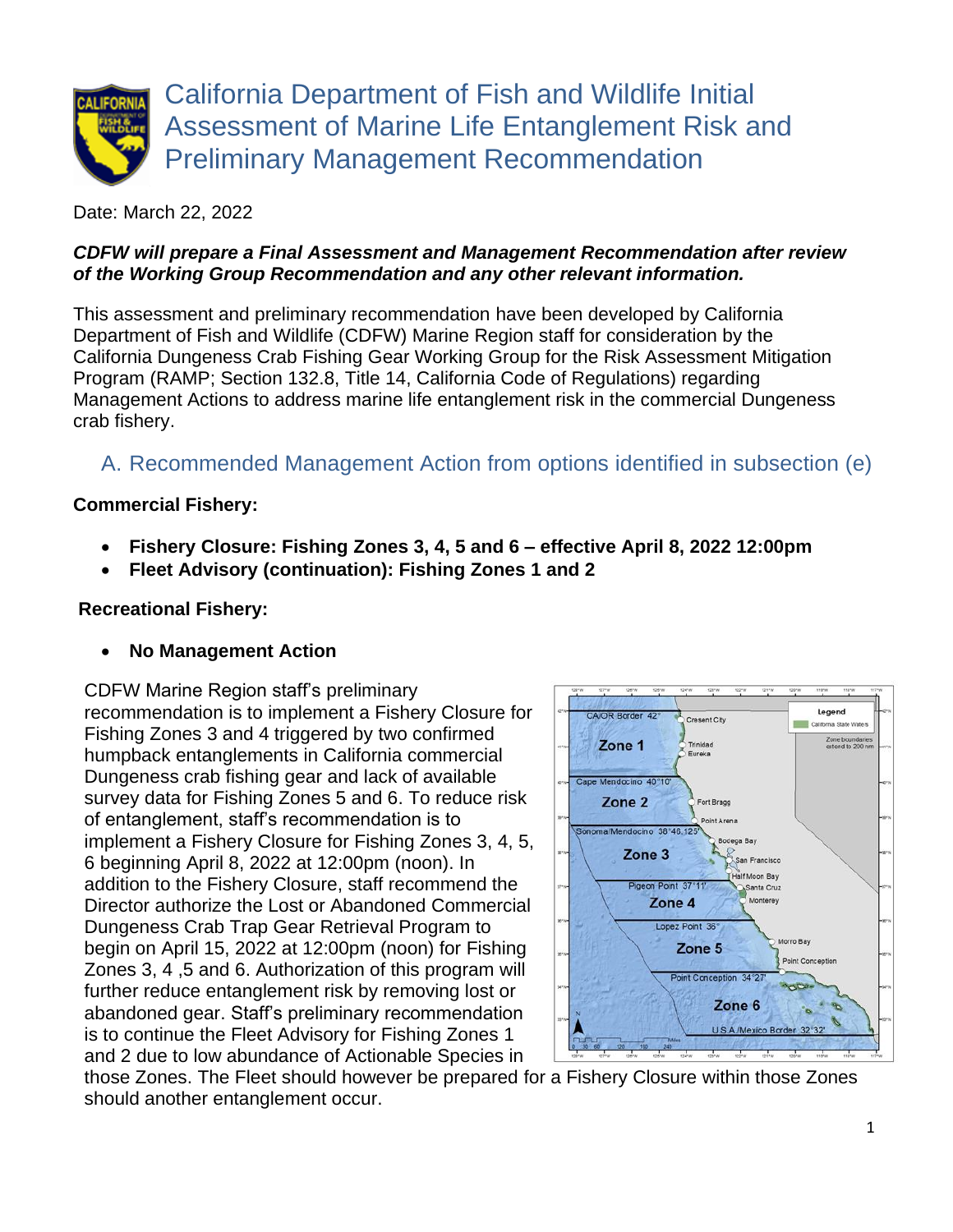# California Department of Fish and Wildlife Initial Assessment of Marine Life Entanglement Risk and Preliminary Management Recommendation

Date: March 22, 2022

***CDFW will prepare a Final Assessment and Management Recommendation after review of the Working Group Recommendation and any other relevant information.***

This assessment and preliminary recommendation have been developed by California Department of Fish and Wildlife (CDFW) Marine Region staff for consideration by the California Dungeness Crab Fishing Gear Working Group for the Risk Assessment Mitigation Program (RAMP; Section 132.8, Title 14, California Code of Regulations) regarding Management Actions to address marine life entanglement risk in the commercial Dungeness crab fishery.

## A. Recommended Management Action from options identified in subsection (e)

**Commercial Fishery:**

- **Fishery Closure: Fishing Zones 3, 4, 5 and 6 – effective April 8, 2022 12:00pm**
- **Fleet Advisory (continuation): Fishing Zones 1 and 2**

**Recreational Fishery:**

- **No Management Action**

CDFW Marine Region staff's preliminary recommendation is to implement a Fishery Closure for Fishing Zones 3 and 4 triggered by two confirmed humpback entanglements in California commercial Dungeness crab fishing gear and lack of available survey data for Fishing Zones 5 and 6. To reduce risk of entanglement, staff's recommendation is to implement a Fishery Closure for Fishing Zones 3, 4, 5, 6 beginning April 8, 2022 at 12:00pm (noon). In addition to the Fishery Closure, staff recommend the Director authorize the Lost or Abandoned Commercial Dungeness Crab Trap Gear Retrieval Program to begin on April 15, 2022 at 12:00pm (noon) for Fishing Zones 3, 4 ,5 and 6. Authorization of this program will further reduce entanglement risk by removing lost or abandoned gear. Staff's preliminary recommendation is to continue the Fleet Advisory for Fishing Zones 1 and 2 due to low abundance of Actionable Species in those Zones. The Fleet should however be prepared for a Fishery Closure within those Zones should another entanglement occur.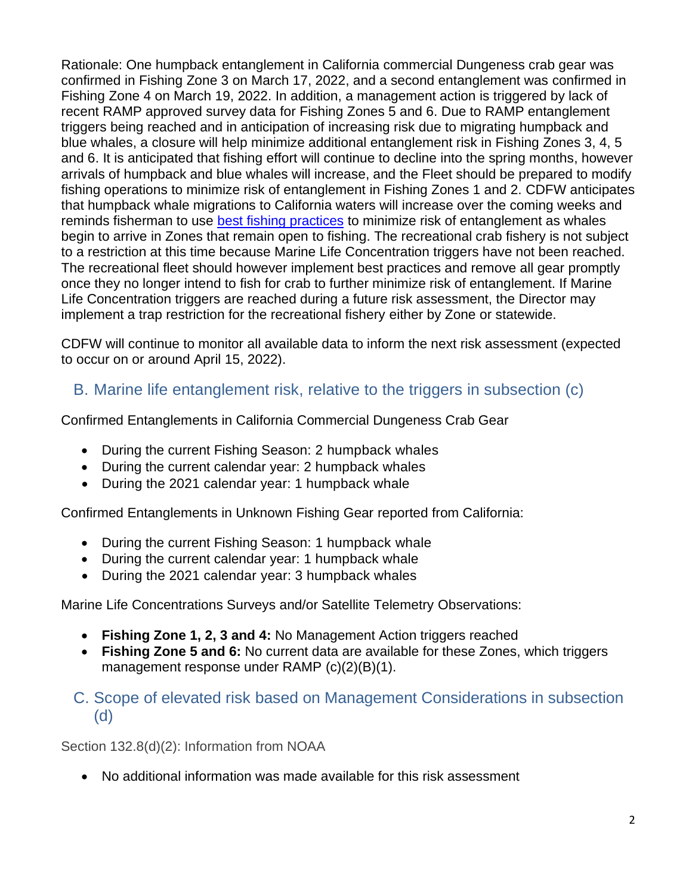Rationale: One humpback entanglement in California commercial Dungeness crab gear was confirmed in Fishing Zone 3 on March 17, 2022, and a second entanglement was confirmed in Fishing Zone 4 on March 19, 2022. In addition, a management action is triggered by lack of recent RAMP approved survey data for Fishing Zones 5 and 6. Due to RAMP entanglement triggers being reached and in anticipation of increasing risk due to migrating humpback and blue whales, a closure will help minimize additional entanglement risk in Fishing Zones 3, 4, 5 and 6. It is anticipated that fishing effort will continue to decline into the spring months, however arrivals of humpback and blue whales will increase, and the Fleet should be prepared to modify fishing operations to minimize risk of entanglement in Fishing Zones 1 and 2. CDFW anticipates that humpback whale migrations to California waters will increase over the coming weeks and reminds fisherman to use best fishing practices to minimize risk of entanglement as whales begin to arrive in Zones that remain open to fishing. The recreational crab fishery is not subject to a restriction at this time because Marine Life Concentration triggers have not been reached. The recreational fleet should however implement best practices and remove all gear promptly once they no longer intend to fish for crab to further minimize risk of entanglement. If Marine Life Concentration triggers are reached during a future risk assessment, the Director may implement a trap restriction for the recreational fishery either by Zone or statewide.

CDFW will continue to monitor all available data to inform the next risk assessment (expected to occur on or around April 15, 2022).

## B. Marine life entanglement risk, relative to the triggers in subsection (c)

Confirmed Entanglements in California Commercial Dungeness Crab Gear

- During the current Fishing Season: 2 humpback whales
- During the current calendar year: 2 humpback whales
- During the 2021 calendar year: 1 humpback whale

Confirmed Entanglements in Unknown Fishing Gear reported from California:

- During the current Fishing Season: 1 humpback whale
- During the current calendar year: 1 humpback whale
- During the 2021 calendar year: 3 humpback whales

Marine Life Concentrations Surveys and/or Satellite Telemetry Observations:

- **Fishing Zone 1, 2, 3 and 4:** No Management Action triggers reached
- **Fishing Zone 5 and 6:** No current data are available for these Zones, which triggers management response under RAMP (c)(2)(B)(1).

## C. Scope of elevated risk based on Management Considerations in subsection (d)

Section 132.8(d)(2): Information from NOAA

- No additional information was made available for this risk assessment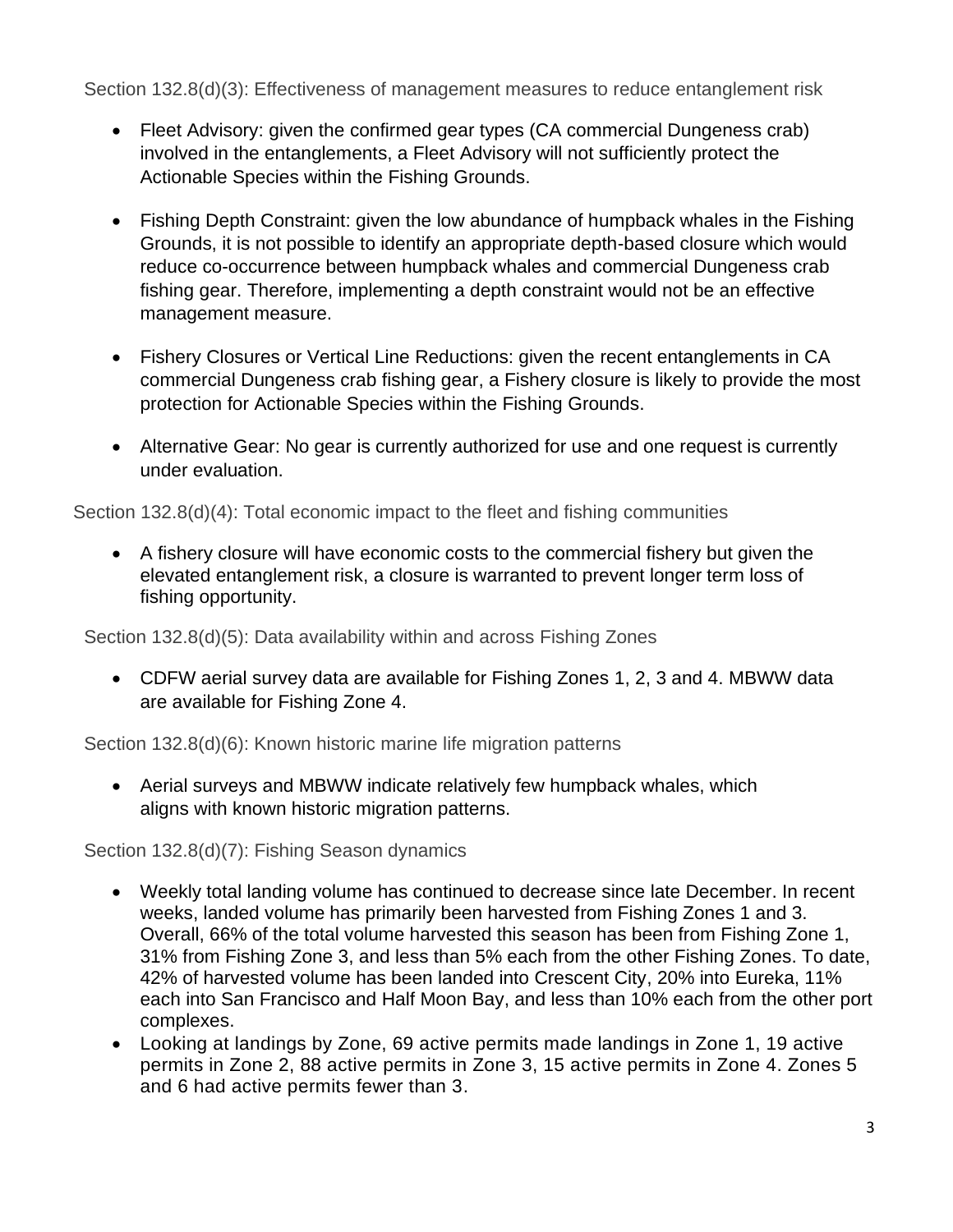Section 132.8(d)(3): Effectiveness of management measures to reduce entanglement risk

- Fleet Advisory: given the confirmed gear types (CA commercial Dungeness crab) involved in the entanglements, a Fleet Advisory will not sufficiently protect the Actionable Species within the Fishing Grounds.
- Fishing Depth Constraint: given the low abundance of humpback whales in the Fishing Grounds, it is not possible to identify an appropriate depth-based closure which would reduce co-occurrence between humpback whales and commercial Dungeness crab fishing gear. Therefore, implementing a depth constraint would not be an effective management measure.
- Fishery Closures or Vertical Line Reductions: given the recent entanglements in CA commercial Dungeness crab fishing gear, a Fishery closure is likely to provide the most protection for Actionable Species within the Fishing Grounds.
- Alternative Gear: No gear is currently authorized for use and one request is currently under evaluation.

Section 132.8(d)(4): Total economic impact to the fleet and fishing communities

- A fishery closure will have economic costs to the commercial fishery but given the elevated entanglement risk, a closure is warranted to prevent longer term loss of fishing opportunity.

Section 132.8(d)(5): Data availability within and across Fishing Zones

- CDFW aerial survey data are available for Fishing Zones 1, 2, 3 and 4. MBWW data are available for Fishing Zone 4.

Section 132.8(d)(6): Known historic marine life migration patterns

- Aerial surveys and MBWW indicate relatively few humpback whales, which aligns with known historic migration patterns.

Section 132.8(d)(7): Fishing Season dynamics

- Weekly total landing volume has continued to decrease since late December. In recent weeks, landed volume has primarily been harvested from Fishing Zones 1 and 3. Overall, 66% of the total volume harvested this season has been from Fishing Zone 1, 31% from Fishing Zone 3, and less than 5% each from the other Fishing Zones. To date, 42% of harvested volume has been landed into Crescent City, 20% into Eureka, 11% each into San Francisco and Half Moon Bay, and less than 10% each from the other port complexes.
- Looking at landings by Zone, 69 active permits made landings in Zone 1, 19 active permits in Zone 2, 88 active permits in Zone 3, 15 active permits in Zone 4. Zones 5 and 6 had active permits fewer than 3.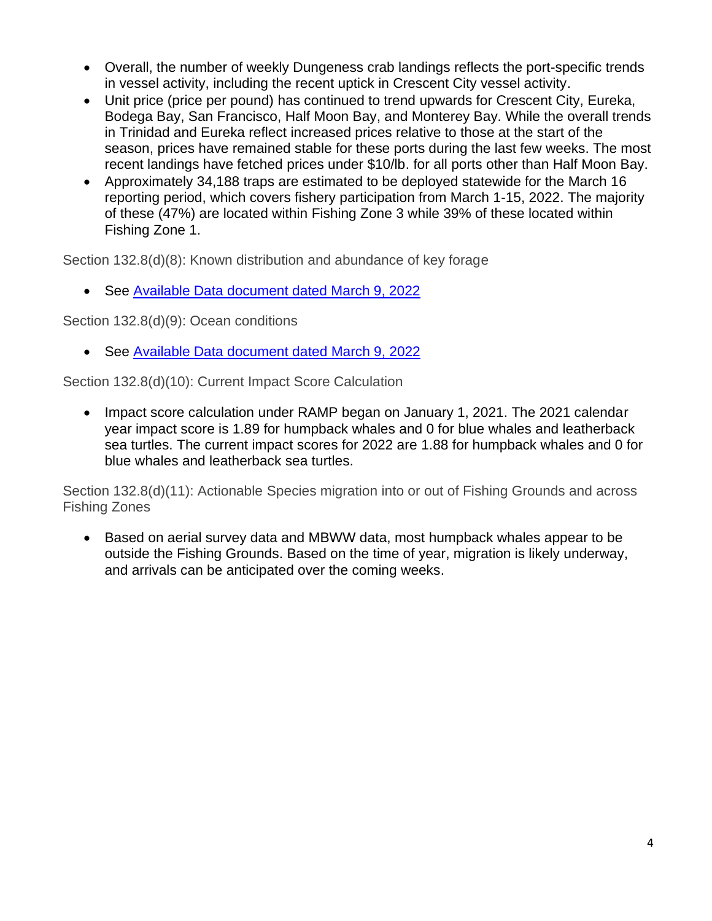- Overall, the number of weekly Dungeness crab landings reflects the port-specific trends in vessel activity, including the recent uptick in Crescent City vessel activity.
- Unit price (price per pound) has continued to trend upwards for Crescent City, Eureka, Bodega Bay, San Francisco, Half Moon Bay, and Monterey Bay. While the overall trends in Trinidad and Eureka reflect increased prices relative to those at the start of the season, prices have remained stable for these ports during the last few weeks. The most recent landings have fetched prices under $10/lb. for all ports other than Half Moon Bay.
- Approximately 34,188 traps are estimated to be deployed statewide for the March 16 reporting period, which covers fishery participation from March 1-15, 2022. The majority of these (47%) are located within Fishing Zone 3 while 39% of these located within Fishing Zone 1.

Section 132.8(d)(8): Known distribution and abundance of key forage

- See [Available Data document dated March 9, 2022]

Section 132.8(d)(9): Ocean conditions

- See [Available Data document dated March 9, 2022]

Section 132.8(d)(10): Current Impact Score Calculation

- Impact score calculation under RAMP began on January 1, 2021. The 2021 calendar year impact score is 1.89 for humpback whales and 0 for blue whales and leatherback sea turtles. The current impact scores for 2022 are 1.88 for humpback whales and 0 for blue whales and leatherback sea turtles.

Section 132.8(d)(11): Actionable Species migration into or out of Fishing Grounds and across Fishing Zones

- Based on aerial survey data and MBWW data, most humpback whales appear to be outside the Fishing Grounds. Based on the time of year, migration is likely underway, and arrivals can be anticipated over the coming weeks.